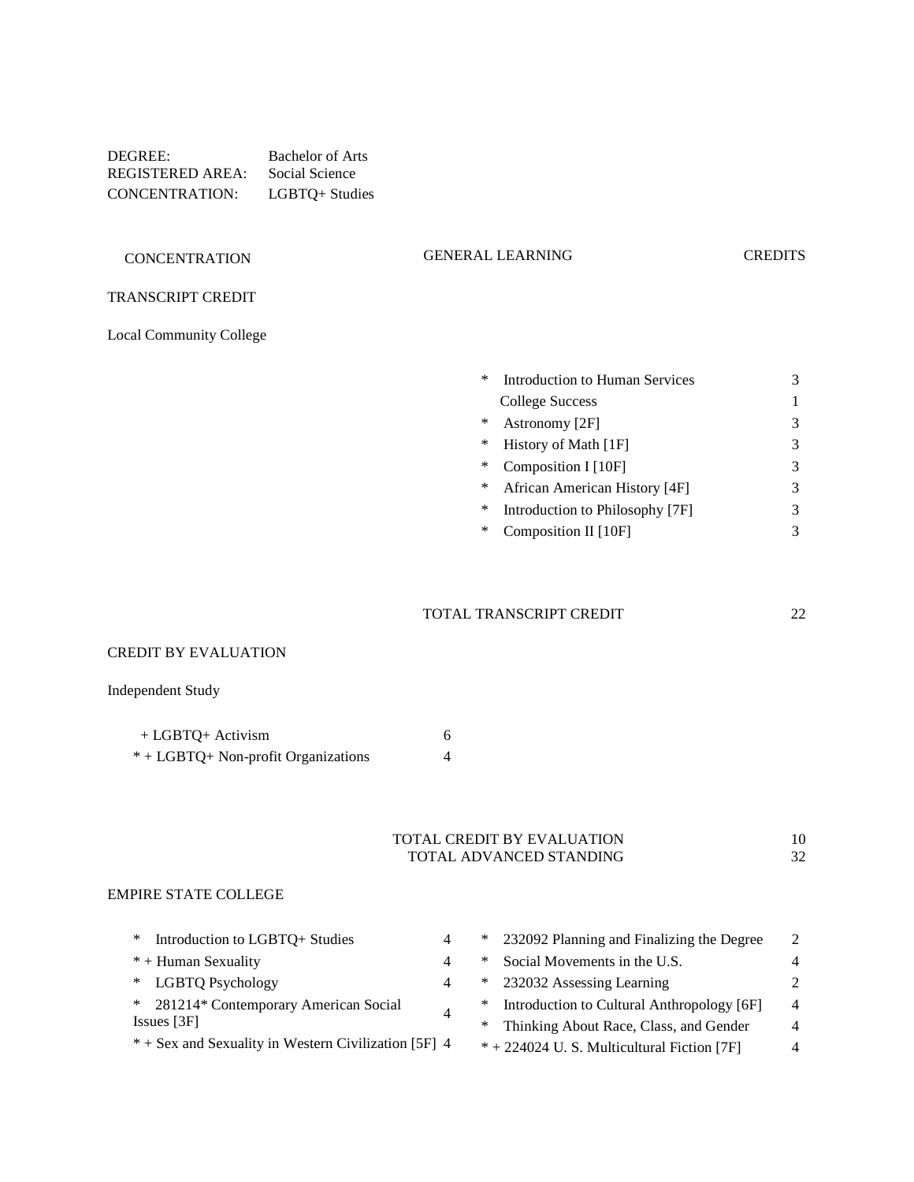DEGREE: Bachelor of Arts
REGISTERED AREA: Social Science
CONCENTRATION: LGBTQ+ Studies

| CONCENTRATION | | GENERAL LEARNING | CREDITS |
|---|---|---|---|

TRANSCRIPT CREDIT

Local Community College

| CONCENTRATION | | GENERAL LEARNING | CREDITS |
|---|---|---|---|
| | | * Introduction to Human Services | 3 |
| | | College Success | 1 |
| | | * Astronomy [2F] | 3 |
| | | * History of Math [1F] | 3 |
| | | * Composition I [10F] | 3 |
| | | * African American History [4F] | 3 |
| | | * Introduction to Philosophy [7F] | 3 |
| | | * Composition II [10F] | 3 |

TOTAL TRANSCRIPT CREDIT 22

CREDIT BY EVALUATION

Independent Study

| CONCENTRATION | | GENERAL LEARNING | CREDITS |
|---|---|---|---|
| + LGBTQ+ Activism | 6 | | |
| * + LGBTQ+ Non-profit Organizations | 4 | | |

TOTAL CREDIT BY EVALUATION 10
TOTAL ADVANCED STANDING 32

EMPIRE STATE COLLEGE

| CONCENTRATION | | GENERAL LEARNING | CREDITS |
|---|---|---|---|
| * Introduction to LGBTQ+ Studies | 4 | * 232092 Planning and Finalizing the Degree | 2 |
| * + Human Sexuality | 4 | * Social Movements in the U.S. | 4 |
| * LGBTQ Psychology | 4 | * 232032 Assessing Learning | 2 |
| * 281214* Contemporary American Social Issues [3F] | 4 | * Introduction to Cultural Anthropology [6F] | 4 |
| * + Sex and Sexuality in Western Civilization [5F] | 4 | * Thinking About Race, Class, and Gender | 4 |
| | | * + 224024 U. S. Multicultural Fiction [7F] | 4 |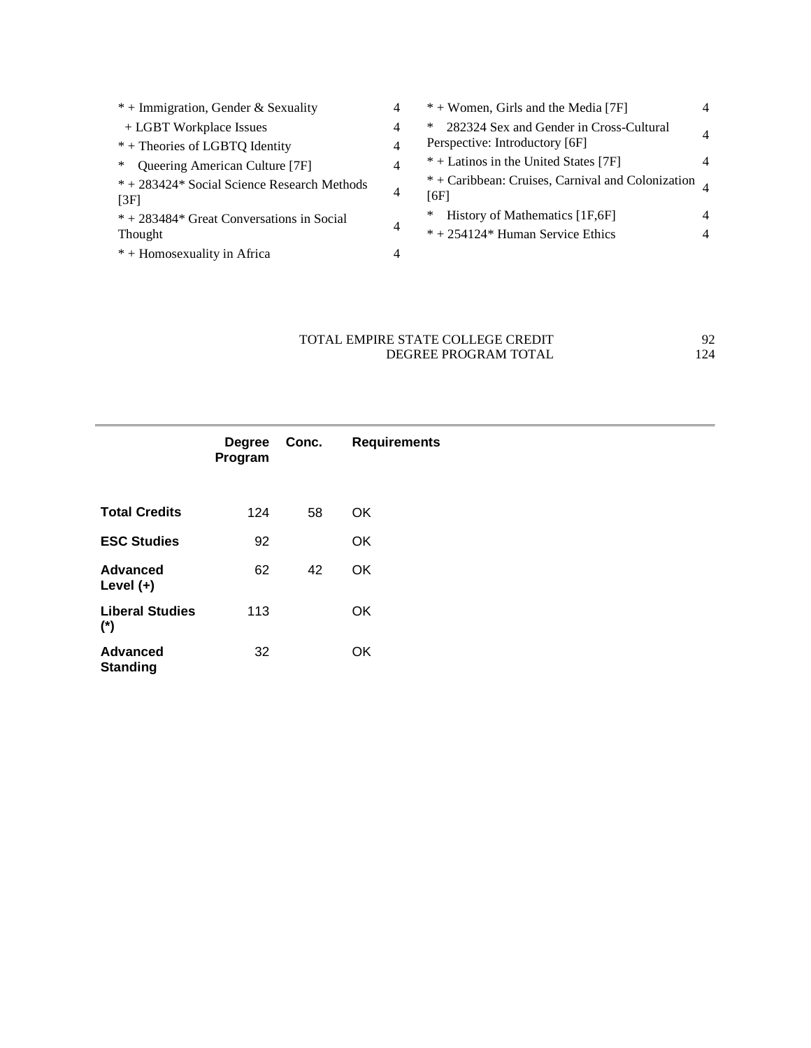| | |
|---|---|
| * + Immigration, Gender & Sexuality | 4 |
| + LGBT Workplace Issues | 4 |
| * + Theories of LGBTQ Identity | 4 |
| * Queering American Culture [7F] | 4 |
| * + 283424* Social Science Research Methods [3F] | 4 |
| * + 283484* Great Conversations in Social Thought | 4 |
| * + Homosexuality in Africa | 4 |
| * + Women, Girls and the Media [7F] | 4 |
| * 282324 Sex and Gender in Cross-Cultural Perspective: Introductory [6F] | 4 |
| * + Latinos in the United States [7F] | 4 |
| * + Caribbean: Cruises, Carnival and Colonization [6F] | 4 |
| * History of Mathematics [1F,6F] | 4 |
| * + 254124* Human Service Ethics | 4 |

TOTAL EMPIRE STATE COLLEGE CREDIT 92
DEGREE PROGRAM TOTAL 124

| | Degree Program | Conc. | Requirements |
|---|---|---|---|
| **Total Credits** | 124 | 58 | OK |
| **ESC Studies** | 92 | | OK |
| **Advanced Level (+)** | 62 | 42 | OK |
| **Liberal Studies (*)** | 113 | | OK |
| **Advanced Standing** | 32 | | OK |